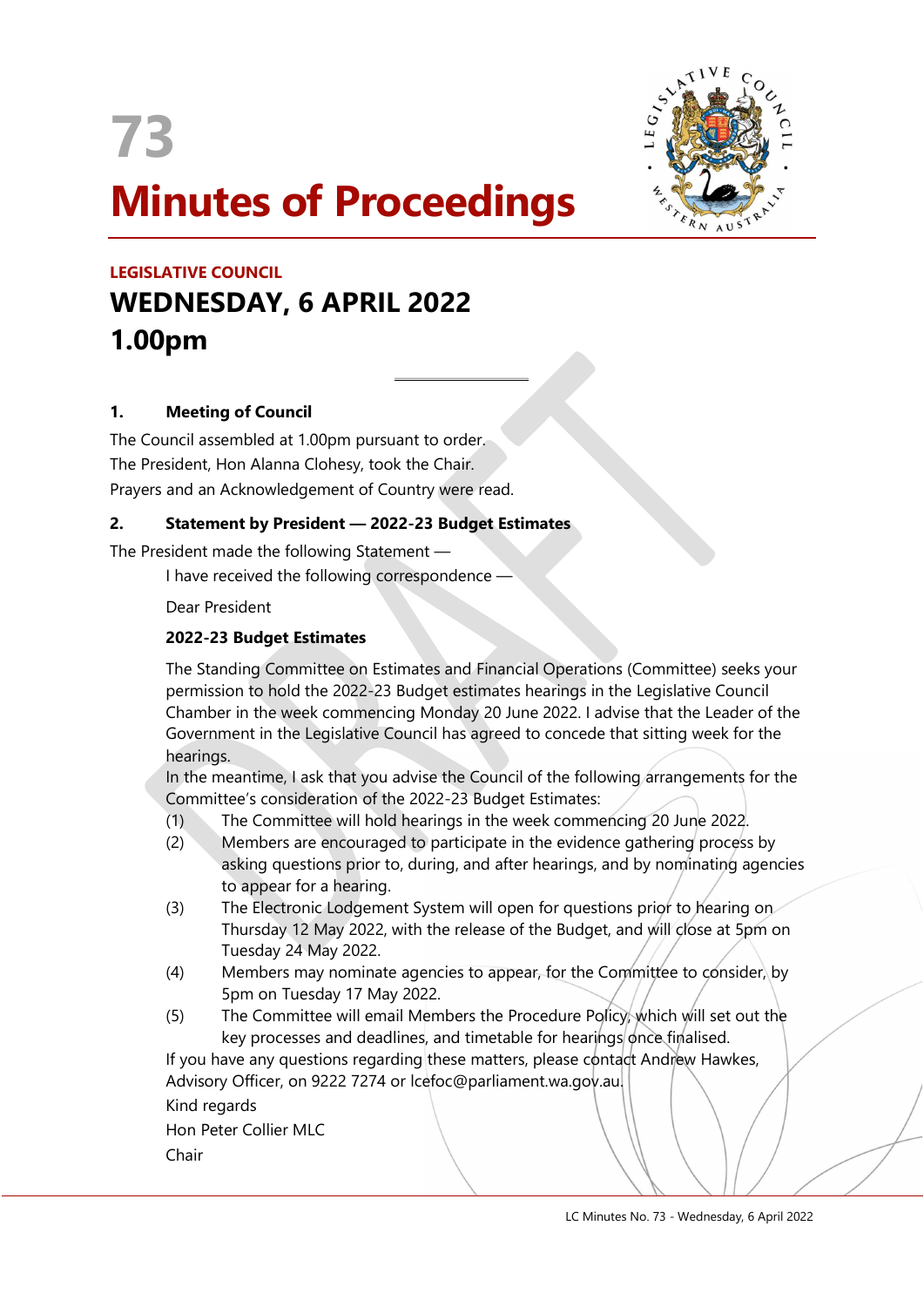# 73

# Minutes of Proceedings

**LEGISLATIVE COUNCIL**

## WEDNESDAY, 6 APRIL 2022

## 1.00pm

---

### 1. Meeting of Council

The Council assembled at 1.00pm pursuant to order.

The President, Hon Alanna Clohesy, took the Chair.

Prayers and an Acknowledgement of Country were read.

### 2. Statement by President — 2022-23 Budget Estimates

The President made the following Statement —

I have received the following correspondence —

Dear President

**2022-23 Budget Estimates**

The Standing Committee on Estimates and Financial Operations (Committee) seeks your permission to hold the 2022-23 Budget estimates hearings in the Legislative Council Chamber in the week commencing Monday 20 June 2022. I advise that the Leader of the Government in the Legislative Council has agreed to concede that sitting week for the hearings.

In the meantime, I ask that you advise the Council of the following arrangements for the Committee's consideration of the 2022-23 Budget Estimates:

(1) The Committee will hold hearings in the week commencing 20 June 2022.

(2) Members are encouraged to participate in the evidence gathering process by asking questions prior to, during, and after hearings, and by nominating agencies to appear for a hearing.

(3) The Electronic Lodgement System will open for questions prior to hearing on Thursday 12 May 2022, with the release of the Budget, and will close at 5pm on Tuesday 24 May 2022.

(4) Members may nominate agencies to appear, for the Committee to consider, by 5pm on Tuesday 17 May 2022.

(5) The Committee will email Members the Procedure Policy, which will set out the key processes and deadlines, and timetable for hearings once finalised.

If you have any questions regarding these matters, please contact Andrew Hawkes, Advisory Officer, on 9222 7274 or lcefoc@parliament.wa.gov.au.

Kind regards

Hon Peter Collier MLC

Chair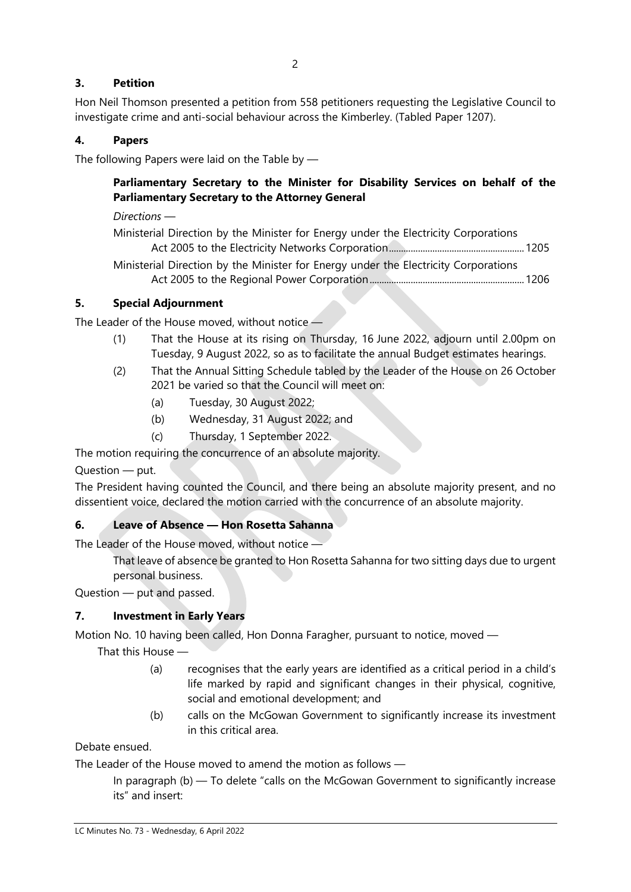### 3. Petition

Hon Neil Thomson presented a petition from 558 petitioners requesting the Legislative Council to investigate crime and anti-social behaviour across the Kimberley. (Tabled Paper 1207).

### 4. Papers

The following Papers were laid on the Table by —

**Parliamentary Secretary to the Minister for Disability Services on behalf of the Parliamentary Secretary to the Attorney General**

*Directions* —

Ministerial Direction by the Minister for Energy under the Electricity Corporations Act 2005 to the Electricity Networks Corporation........................................................1205

Ministerial Direction by the Minister for Energy under the Electricity Corporations Act 2005 to the Regional Power Corporation...............................................................1206

### 5. Special Adjournment

The Leader of the House moved, without notice —

(1) That the House at its rising on Thursday, 16 June 2022, adjourn until 2.00pm on Tuesday, 9 August 2022, so as to facilitate the annual Budget estimates hearings.

(2) That the Annual Sitting Schedule tabled by the Leader of the House on 26 October 2021 be varied so that the Council will meet on:

(a) Tuesday, 30 August 2022;

(b) Wednesday, 31 August 2022; and

(c) Thursday, 1 September 2022.

The motion requiring the concurrence of an absolute majority.

Question — put.

The President having counted the Council, and there being an absolute majority present, and no dissentient voice, declared the motion carried with the concurrence of an absolute majority.

### 6. Leave of Absence — Hon Rosetta Sahanna

The Leader of the House moved, without notice —

That leave of absence be granted to Hon Rosetta Sahanna for two sitting days due to urgent personal business.

Question — put and passed.

### 7. Investment in Early Years

Motion No. 10 having been called, Hon Donna Faragher, pursuant to notice, moved —

That this House —

(a) recognises that the early years are identified as a critical period in a child's life marked by rapid and significant changes in their physical, cognitive, social and emotional development; and

(b) calls on the McGowan Government to significantly increase its investment in this critical area.

Debate ensued.

The Leader of the House moved to amend the motion as follows —

In paragraph (b) — To delete "calls on the McGowan Government to significantly increase its" and insert: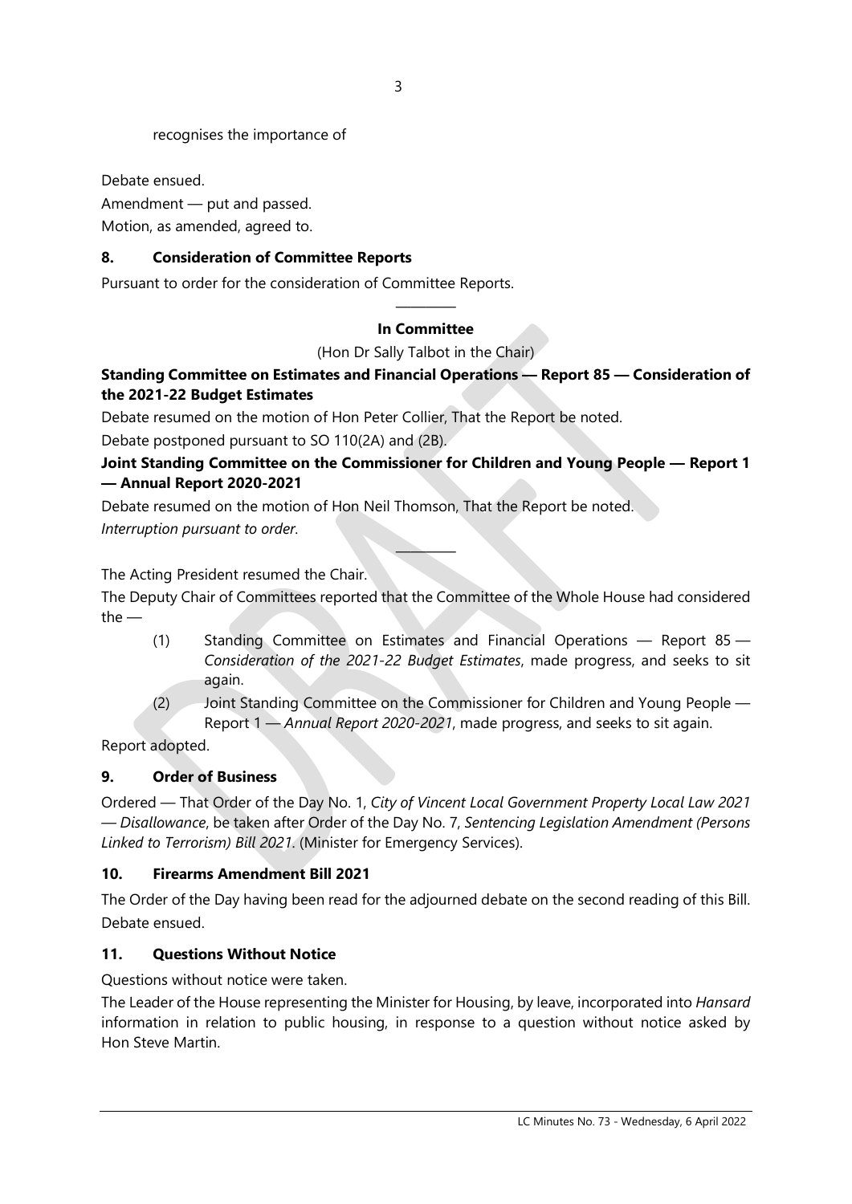recognises the importance of

Debate ensued.

Amendment — put and passed.

Motion, as amended, agreed to.

## 8. Consideration of Committee Reports

Pursuant to order for the consideration of Committee Reports.

---

**In Committee**

(Hon Dr Sally Talbot in the Chair)

**Standing Committee on Estimates and Financial Operations — Report 85 — Consideration of the 2021-22 Budget Estimates**

Debate resumed on the motion of Hon Peter Collier, That the Report be noted.

Debate postponed pursuant to SO 110(2A) and (2B).

**Joint Standing Committee on the Commissioner for Children and Young People — Report 1 — Annual Report 2020-2021**

Debate resumed on the motion of Hon Neil Thomson, That the Report be noted.

*Interruption pursuant to order.*

---

The Acting President resumed the Chair.

The Deputy Chair of Committees reported that the Committee of the Whole House had considered the —

(1) Standing Committee on Estimates and Financial Operations — Report 85 — *Consideration of the 2021-22 Budget Estimates*, made progress, and seeks to sit again.

(2) Joint Standing Committee on the Commissioner for Children and Young People — Report 1 — *Annual Report 2020-2021*, made progress, and seeks to sit again.

Report adopted.

## 9. Order of Business

Ordered — That Order of the Day No. 1, *City of Vincent Local Government Property Local Law 2021 — Disallowance*, be taken after Order of the Day No. 7, *Sentencing Legislation Amendment (Persons Linked to Terrorism) Bill 2021*. (Minister for Emergency Services).

## 10. Firearms Amendment Bill 2021

The Order of the Day having been read for the adjourned debate on the second reading of this Bill.

Debate ensued.

## 11. Questions Without Notice

Questions without notice were taken.

The Leader of the House representing the Minister for Housing, by leave, incorporated into *Hansard* information in relation to public housing, in response to a question without notice asked by Hon Steve Martin.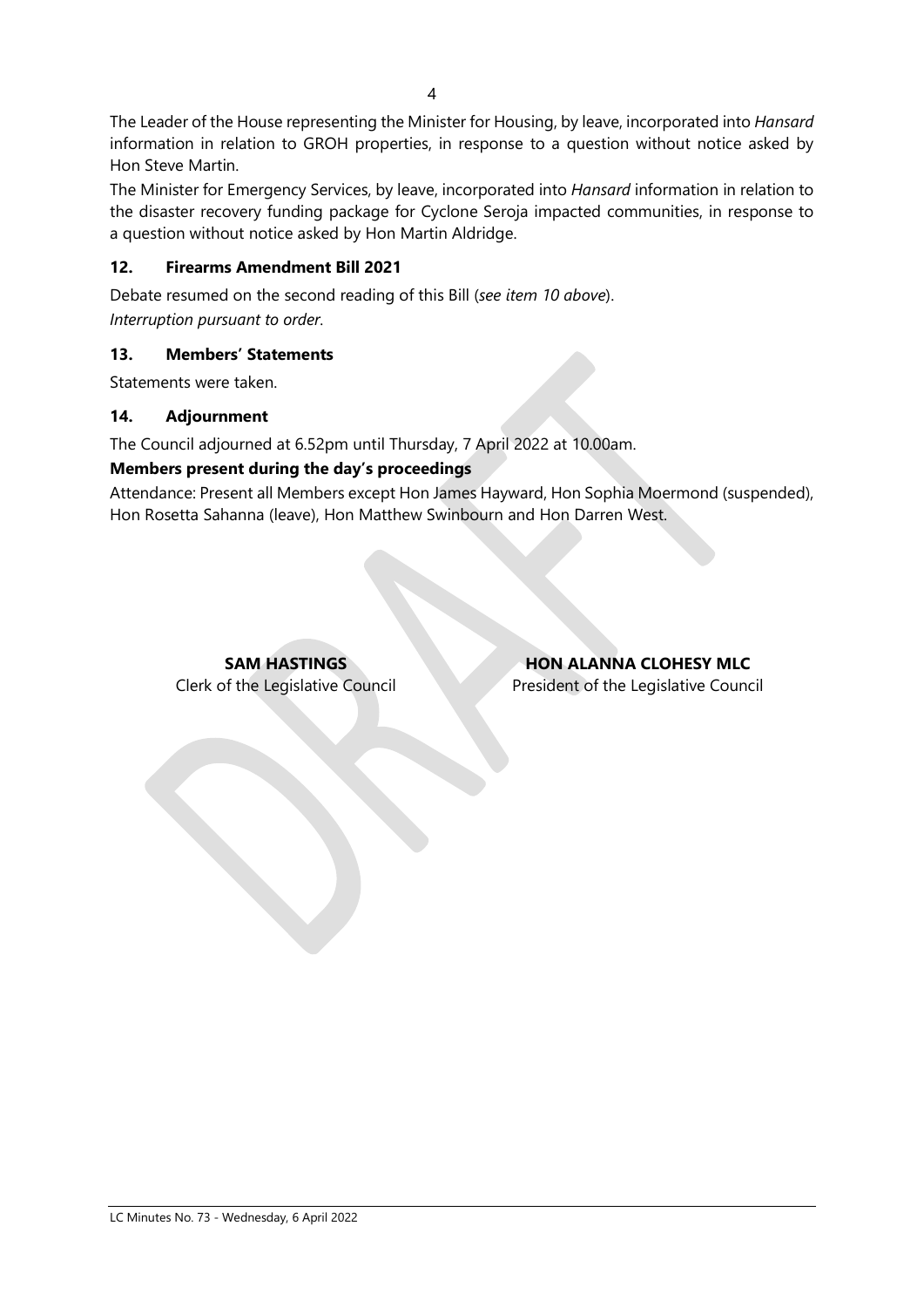The Leader of the House representing the Minister for Housing, by leave, incorporated into *Hansard* information in relation to GROH properties, in response to a question without notice asked by Hon Steve Martin.

The Minister for Emergency Services, by leave, incorporated into *Hansard* information in relation to the disaster recovery funding package for Cyclone Seroja impacted communities, in response to a question without notice asked by Hon Martin Aldridge.

## 12. Firearms Amendment Bill 2021

Debate resumed on the second reading of this Bill (*see item 10 above*).

*Interruption pursuant to order*.

## 13. Members' Statements

Statements were taken.

## 14. Adjournment

The Council adjourned at 6.52pm until Thursday, 7 April 2022 at 10.00am.

**Members present during the day's proceedings**

Attendance: Present all Members except Hon James Hayward, Hon Sophia Moermond (suspended), Hon Rosetta Sahanna (leave), Hon Matthew Swinbourn and Hon Darren West.

**SAM HASTINGS**
Clerk of the Legislative Council

**HON ALANNA CLOHESY MLC**
President of the Legislative Council

DRAFT